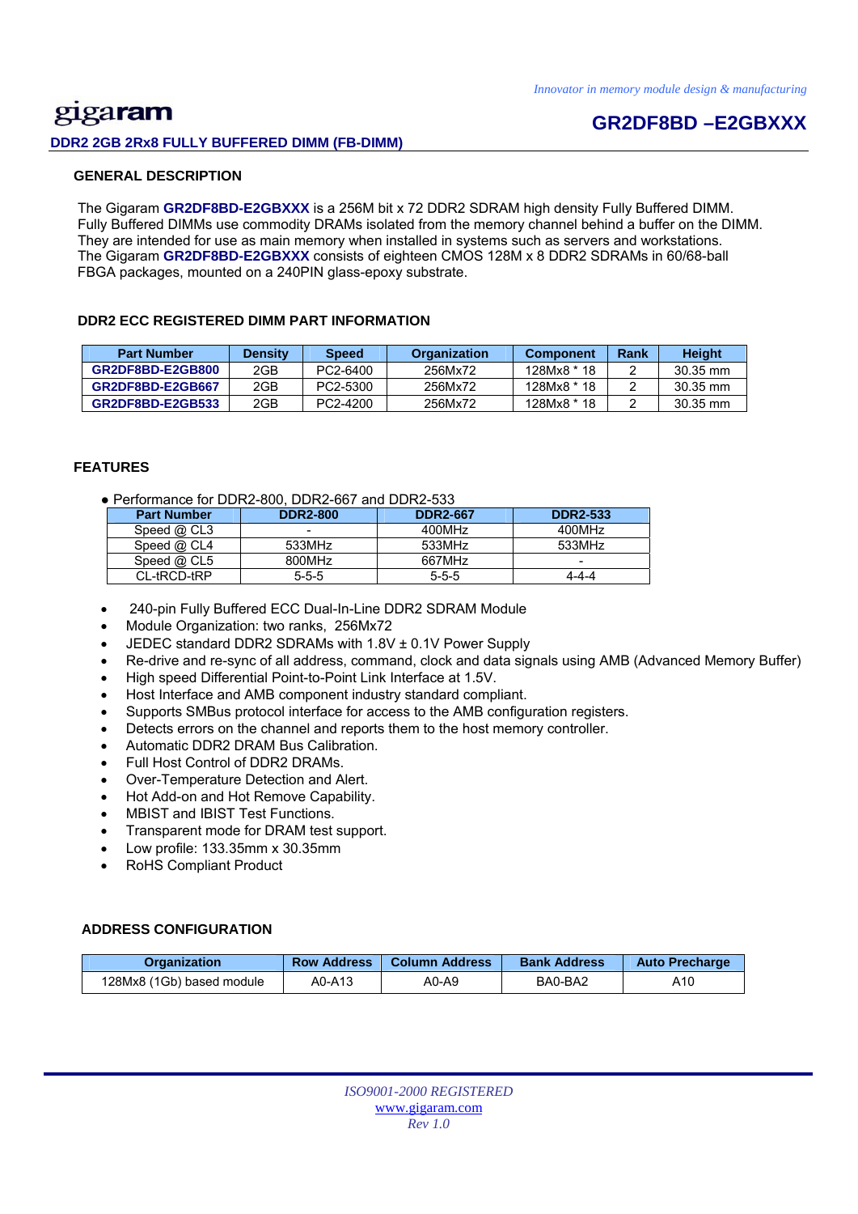gigaram

*Innovator in memory module design & manufacturing*

# GR2DF8BD –E2GBXXX

**DDR2 2GB 2Rx8 FULLY BUFFERED DIMM (FB-DIMM)**

## GENERAL DESCRIPTION

The Gigaram **GR2DF8BD-E2GBXXX** is a 256M bit x 72 DDR2 SDRAM high density Fully Buffered DIMM. Fully Buffered DIMMs use commodity DRAMs isolated from the memory channel behind a buffer on the DIMM. They are intended for use as main memory when installed in systems such as servers and workstations. The Gigaram **GR2DF8BD-E2GBXXX** consists of eighteen CMOS 128M x 8 DDR2 SDRAMs in 60/68-ball FBGA packages, mounted on a 240PIN glass-epoxy substrate.

## DDR2 ECC REGISTERED DIMM PART INFORMATION

| Part Number | Density | Speed | Organization | Component | Rank | Height |
|---|---|---|---|---|---|---|
| **GR2DF8BD-E2GB800** | 2GB | PC2-6400 | 256Mx72 | 128Mx8 * 18 | 2 | 30.35 mm |
| **GR2DF8BD-E2GB667** | 2GB | PC2-5300 | 256Mx72 | 128Mx8 * 18 | 2 | 30.35 mm |
| **GR2DF8BD-E2GB533** | 2GB | PC2-4200 | 256Mx72 | 128Mx8 * 18 | 2 | 30.35 mm |

## FEATURES

- Performance for DDR2-800, DDR2-667 and DDR2-533

| Part Number | DDR2-800 | DDR2-667 | DDR2-533 |
|---|---|---|---|
| Speed @ CL3 | - | 400MHz | 400MHz |
| Speed @ CL4 | 533MHz | 533MHz | 533MHz |
| Speed @ CL5 | 800MHz | 667MHz | - |
| CL-tRCD-tRP | 5-5-5 | 5-5-5 | 4-4-4 |

- 240-pin Fully Buffered ECC Dual-In-Line DDR2 SDRAM Module
- Module Organization: two ranks, 256Mx72
- JEDEC standard DDR2 SDRAMs with 1.8V ± 0.1V Power Supply
- Re-drive and re-sync of all address, command, clock and data signals using AMB (Advanced Memory Buffer)
- High speed Differential Point-to-Point Link Interface at 1.5V.
- Host Interface and AMB component industry standard compliant.
- Supports SMBus protocol interface for access to the AMB configuration registers.
- Detects errors on the channel and reports them to the host memory controller.
- Automatic DDR2 DRAM Bus Calibration.
- Full Host Control of DDR2 DRAMs.
- Over-Temperature Detection and Alert.
- Hot Add-on and Hot Remove Capability.
- MBIST and IBIST Test Functions.
- Transparent mode for DRAM test support.
- Low profile: 133.35mm x 30.35mm
- RoHS Compliant Product

## ADDRESS CONFIGURATION

| Organization | Row Address | Column Address | Bank Address | Auto Precharge |
|---|---|---|---|---|
| 128Mx8 (1Gb) based module | A0-A13 | A0-A9 | BA0-BA2 | A10 |

*ISO9001-2000 REGISTERED*
www.gigaram.com
*Rev 1.0*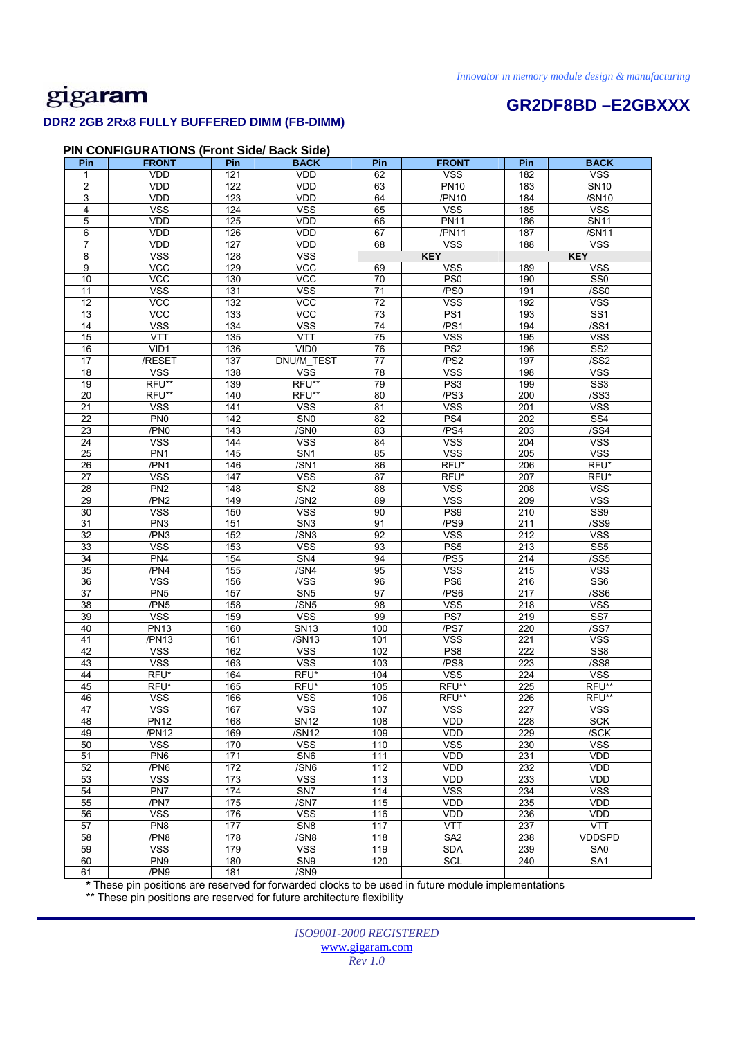## PIN CONFIGURATIONS (Front Side/ Back Side)

| Pin | FRONT | Pin | BACK | Pin | FRONT | Pin | BACK |
|---|---|---|---|---|---|---|---|
| 1 | VDD | 121 | VDD | 62 | VSS | 182 | VSS |
| 2 | VDD | 122 | VDD | 63 | PN10 | 183 | SN10 |
| 3 | VDD | 123 | VDD | 64 | /PN10 | 184 | /SN10 |
| 4 | VSS | 124 | VSS | 65 | VSS | 185 | VSS |
| 5 | VDD | 125 | VDD | 66 | PN11 | 186 | SN11 |
| 6 | VDD | 126 | VDD | 67 | /PN11 | 187 | /SN11 |
| 7 | VDD | 127 | VDD | 68 | VSS | 188 | VSS |
| 8 | VSS | 128 | VSS | KEY | | KEY | |
| 9 | VCC | 129 | VCC | 69 | VSS | 189 | VSS |
| 10 | VCC | 130 | VCC | 70 | PS0 | 190 | SS0 |
| 11 | VSS | 131 | VSS | 71 | /PS0 | 191 | /SS0 |
| 12 | VCC | 132 | VCC | 72 | VSS | 192 | VSS |
| 13 | VCC | 133 | VCC | 73 | PS1 | 193 | SS1 |
| 14 | VSS | 134 | VSS | 74 | /PS1 | 194 | /SS1 |
| 15 | VTT | 135 | VTT | 75 | VSS | 195 | VSS |
| 16 | VID1 | 136 | VID0 | 76 | PS2 | 196 | SS2 |
| 17 | /RESET | 137 | DNU/M_TEST | 77 | /PS2 | 197 | /SS2 |
| 18 | VSS | 138 | VSS | 78 | VSS | 198 | VSS |
| 19 | RFU** | 139 | RFU** | 79 | PS3 | 199 | SS3 |
| 20 | RFU** | 140 | RFU** | 80 | /PS3 | 200 | /SS3 |
| 21 | VSS | 141 | VSS | 81 | VSS | 201 | VSS |
| 22 | PN0 | 142 | SN0 | 82 | PS4 | 202 | SS4 |
| 23 | /PN0 | 143 | /SN0 | 83 | /PS4 | 203 | /SS4 |
| 24 | VSS | 144 | VSS | 84 | VSS | 204 | VSS |
| 25 | PN1 | 145 | SN1 | 85 | VSS | 205 | VSS |
| 26 | /PN1 | 146 | /SN1 | 86 | RFU* | 206 | RFU* |
| 27 | VSS | 147 | VSS | 87 | RFU* | 207 | RFU* |
| 28 | PN2 | 148 | SN2 | 88 | VSS | 208 | VSS |
| 29 | /PN2 | 149 | /SN2 | 89 | VSS | 209 | VSS |
| 30 | VSS | 150 | VSS | 90 | PS9 | 210 | SS9 |
| 31 | PN3 | 151 | SN3 | 91 | /PS9 | 211 | /SS9 |
| 32 | /PN3 | 152 | /SN3 | 92 | VSS | 212 | VSS |
| 33 | VSS | 153 | VSS | 93 | PS5 | 213 | SS5 |
| 34 | PN4 | 154 | SN4 | 94 | /PS5 | 214 | /SS5 |
| 35 | /PN4 | 155 | /SN4 | 95 | VSS | 215 | VSS |
| 36 | VSS | 156 | VSS | 96 | PS6 | 216 | SS6 |
| 37 | PN5 | 157 | SN5 | 97 | /PS6 | 217 | /SS6 |
| 38 | /PN5 | 158 | /SN5 | 98 | VSS | 218 | VSS |
| 39 | VSS | 159 | VSS | 99 | PS7 | 219 | SS7 |
| 40 | PN13 | 160 | SN13 | 100 | /PS7 | 220 | /SS7 |
| 41 | /PN13 | 161 | /SN13 | 101 | VSS | 221 | VSS |
| 42 | VSS | 162 | VSS | 102 | PS8 | 222 | SS8 |
| 43 | VSS | 163 | VSS | 103 | /PS8 | 223 | /SS8 |
| 44 | RFU* | 164 | RFU* | 104 | VSS | 224 | VSS |
| 45 | RFU* | 165 | RFU* | 105 | RFU** | 225 | RFU** |
| 46 | VSS | 166 | VSS | 106 | RFU** | 226 | RFU** |
| 47 | VSS | 167 | VSS | 107 | VSS | 227 | VSS |
| 48 | PN12 | 168 | SN12 | 108 | VDD | 228 | SCK |
| 49 | /PN12 | 169 | /SN12 | 109 | VDD | 229 | /SCK |
| 50 | VSS | 170 | VSS | 110 | VSS | 230 | VSS |
| 51 | PN6 | 171 | SN6 | 111 | VDD | 231 | VDD |
| 52 | /PN6 | 172 | /SN6 | 112 | VDD | 232 | VDD |
| 53 | VSS | 173 | VSS | 113 | VDD | 233 | VDD |
| 54 | PN7 | 174 | SN7 | 114 | VSS | 234 | VSS |
| 55 | /PN7 | 175 | /SN7 | 115 | VDD | 235 | VDD |
| 56 | VSS | 176 | VSS | 116 | VDD | 236 | VDD |
| 57 | PN8 | 177 | SN8 | 117 | VTT | 237 | VTT |
| 58 | /PN8 | 178 | /SN8 | 118 | SA2 | 238 | VDDSPD |
| 59 | VSS | 179 | VSS | 119 | SDA | 239 | SA0 |
| 60 | PN9 | 180 | SN9 | 120 | SCL | 240 | SA1 |
| 61 | /PN9 | 181 | /SN9 | | | | |

**\*** These pin positions are reserved for forwarded clocks to be used in future module implementations

** These pin positions are reserved for future architecture flexibility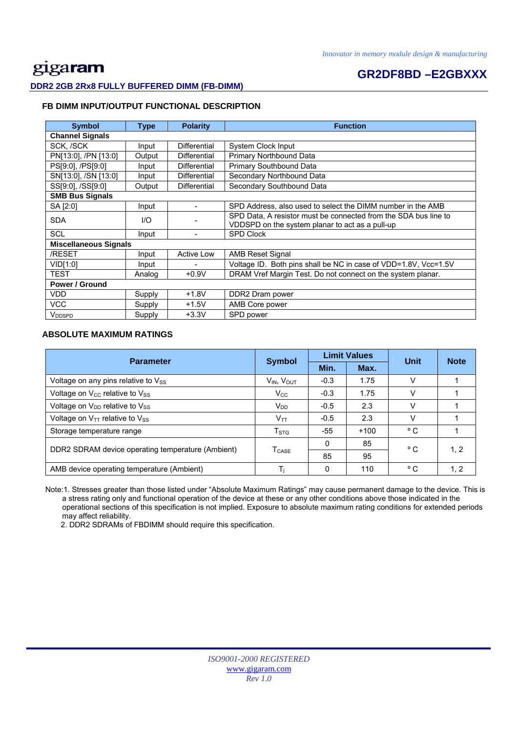## FB DIMM INPUT/OUTPUT FUNCTIONAL DESCRIPTION

| Symbol | Type | Polarity | Function |
|---|---|---|---|
| **Channel Signals** | | | |
| SCK, /SCK | Input | Differential | System Clock Input |
| PN[13:0], /PN [13:0] | Output | Differential | Primary Northbound Data |
| PS[9:0], /PS[9:0] | Input | Differential | Primary Southbound Data |
| SN[13:0], /SN [13:0] | Input | Differential | Secondary Northbound Data |
| SS[9:0], /SS[9:0] | Output | Differential | Secondary Southbound Data |
| **SMB Bus Signals** | | | |
| SA [2:0] | Input | - | SPD Address, also used to select the DIMM number in the AMB |
| SDA | I/O | - | SPD Data, A resistor must be connected from the SDA bus line to VDDSPD on the system planar to act as a pull-up |
| SCL | Input | - | SPD Clock |
| **Miscellaneous Signals** | | | |
| /RESET | Input | Active Low | AMB Reset Signal |
| VID[1:0] | Input | - | Voltage ID. Both pins shall be NC in case of VDD=1.8V, Vcc=1.5V |
| TEST | Analog | +0.9V | DRAM Vref Margin Test. Do not connect on the system planar. |
| **Power / Ground** | | | |
| VDD | Supply | +1.8V | DDR2 Dram power |
| VCC | Supply | +1.5V | AMB Core power |
| $V_{DDSPD}$ | Supply | +3.3V | SPD power |

## ABSOLUTE MAXIMUM RATINGS

| Parameter | Symbol | Limit Values | | Unit | Note |
|---|---|---|---|---|---|
| | | Min. | Max. | | |
| Voltage on any pins relative to $V_{SS}$ | $V_{IN}$, $V_{OUT}$ | -0.3 | 1.75 | V | 1 |
| Voltage on $V_{CC}$ relative to $V_{SS}$ | $V_{CC}$ | -0.3 | 1.75 | V | 1 |
| Voltage on $V_{DD}$ relative to $V_{SS}$ | $V_{DD}$ | -0.5 | 2.3 | V | 1 |
| Voltage on $V_{TT}$ relative to $V_{SS}$ | $V_{TT}$ | -0.5 | 2.3 | V | 1 |
| Storage temperature range | $T_{STG}$ | -55 | +100 | °C | 1 |
| DDR2 SDRAM device operating temperature (Ambient) | $T_{CASE}$ | 0 | 85 | °C | 1, 2 |
| | | 85 | 95 | | |
| AMB device operating temperature (Ambient) | $T_j$ | 0 | 110 | °C | 1, 2 |

Note:1. Stresses greater than those listed under "Absolute Maximum Ratings" may cause permanent damage to the device. This is a stress rating only and functional operation of the device at these or any other conditions above those indicated in the operational sections of this specification is not implied. Exposure to absolute maximum rating conditions for extended periods may affect reliability.

2. DDR2 SDRAMs of FBDIMM should require this specification.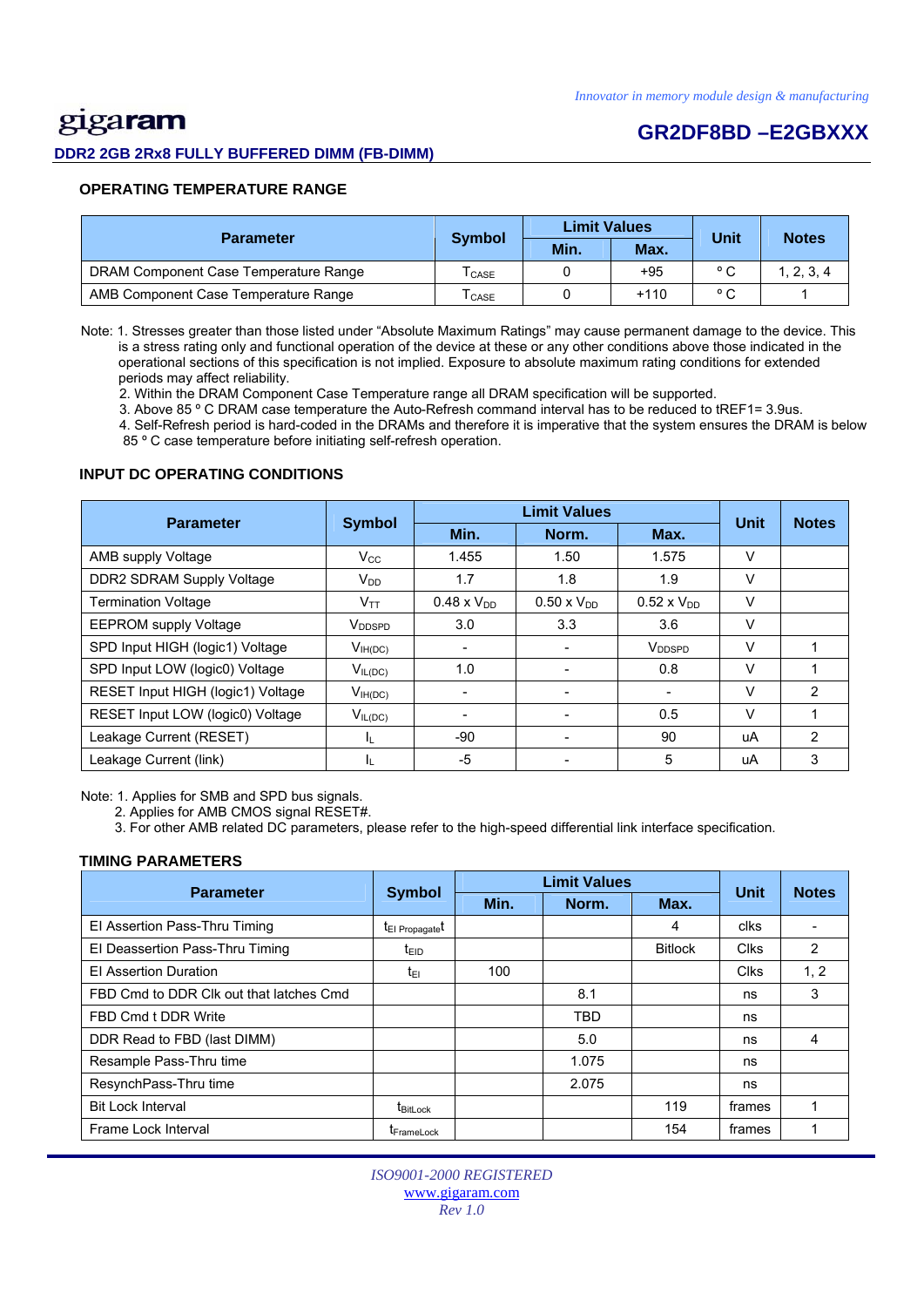### OPERATING TEMPERATURE RANGE

| Parameter | Symbol | Limit Values | | Unit | Notes |
|---|---|---|---|---|---|
| | | Min. | Max. | | |
| DRAM Component Case Temperature Range | $T_{CASE}$ | 0 | +95 | ° C | 1, 2, 3, 4 |
| AMB Component Case Temperature Range | $T_{CASE}$ | 0 | +110 | ° C | 1 |

Note: 1. Stresses greater than those listed under "Absolute Maximum Ratings" may cause permanent damage to the device. This is a stress rating only and functional operation of the device at these or any other conditions above those indicated in the operational sections of this specification is not implied. Exposure to absolute maximum rating conditions for extended periods may affect reliability.
2. Within the DRAM Component Case Temperature range all DRAM specification will be supported.
3. Above 85 ° C DRAM case temperature the Auto-Refresh command interval has to be reduced to tREF1= 3.9us.
4. Self-Refresh period is hard-coded in the DRAMs and therefore it is imperative that the system ensures the DRAM is below 85 ° C case temperature before initiating self-refresh operation.

### INPUT DC OPERATING CONDITIONS

| Parameter | Symbol | Limit Values | | | Unit | Notes |
|---|---|---|---|---|---|---|
| | | Min. | Norm. | Max. | | |
| AMB supply Voltage | $V_{CC}$ | 1.455 | 1.50 | 1.575 | V | |
| DDR2 SDRAM Supply Voltage | $V_{DD}$ | 1.7 | 1.8 | 1.9 | V | |
| Termination Voltage | $V_{TT}$ | 0.48 x $V_{DD}$ | 0.50 x $V_{DD}$ | 0.52 x $V_{DD}$ | V | |
| EEPROM supply Voltage | $V_{DDSPD}$ | 3.0 | 3.3 | 3.6 | V | |
| SPD Input HIGH (logic1) Voltage | $V_{IH(DC)}$ | - | - | $V_{DDSPD}$ | V | 1 |
| SPD Input LOW (logic0) Voltage | $V_{IL(DC)}$ | 1.0 | - | 0.8 | V | 1 |
| RESET Input HIGH (logic1) Voltage | $V_{IH(DC)}$ | - | - | - | V | 2 |
| RESET Input LOW (logic0) Voltage | $V_{IL(DC)}$ | - | - | 0.5 | V | 1 |
| Leakage Current (RESET) | $I_L$ | -90 | - | 90 | uA | 2 |
| Leakage Current (link) | $I_L$ | -5 | - | 5 | uA | 3 |

Note: 1. Applies for SMB and SPD bus signals.
2. Applies for AMB CMOS signal RESET#.
3. For other AMB related DC parameters, please refer to the high-speed differential link interface specification.

### TIMING PARAMETERS

| Parameter | Symbol | Limit Values | | | Unit | Notes |
|---|---|---|---|---|---|---|
| | | Min. | Norm. | Max. | | |
| EI Assertion Pass-Thru Timing | $t_{EI\ Propagate}$t | | | 4 | clks | - |
| EI Deassertion Pass-Thru Timing | $t_{EID}$ | | | Bitlock | Clks | 2 |
| EI Assertion Duration | $t_{EI}$ | 100 | | | Clks | 1, 2 |
| FBD Cmd to DDR Clk out that latches Cmd | | | 8.1 | | ns | 3 |
| FBD Cmd t DDR Write | | | TBD | | ns | |
| DDR Read to FBD (last DIMM) | | | 5.0 | | ns | 4 |
| Resample Pass-Thru time | | | 1.075 | | ns | |
| ResynchPass-Thru time | | | 2.075 | | ns | |
| Bit Lock Interval | $t_{BitLock}$ | | | 119 | frames | 1 |
| Frame Lock Interval | $t_{FrameLock}$ | | | 154 | frames | 1 |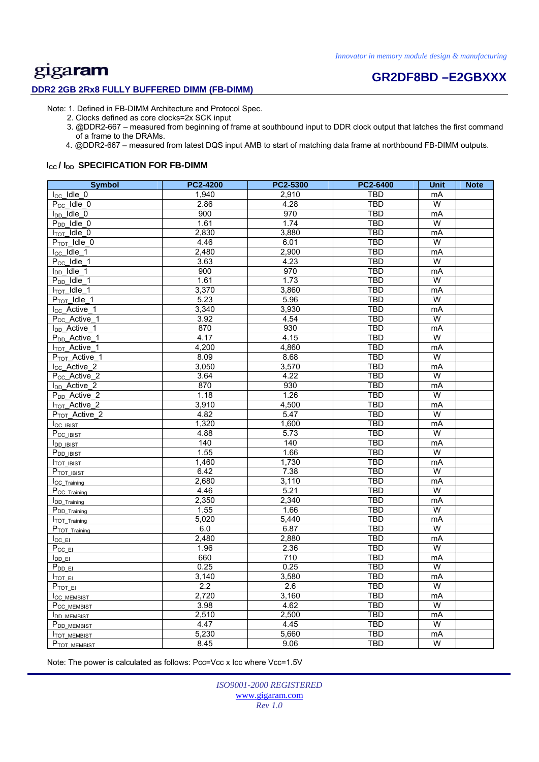Note: 1. Defined in FB-DIMM Architecture and Protocol Spec.

2. Clocks defined as core clocks=2x SCK input
3. @DDR2-667 – measured from beginning of frame at southbound input to DDR clock output that latches the first command of a frame to the DRAMs.
4. @DDR2-667 – measured from latest DQS input AMB to start of matching data frame at northbound FB-DIMM outputs.

### $I_{CC}$ / $I_{DD}$ SPECIFICATION FOR FB-DIMM

| Symbol | PC2-4200 | PC2-5300 | PC2-6400 | Unit | Note |
|---|---|---|---|---|---|
| $I_{CC}$_Idle_0 | 1,940 | 2,910 | TBD | mA | |
| $P_{CC}$_Idle_0 | 2.86 | 4.28 | TBD | W | |
| $I_{DD}$_Idle_0 | 900 | 970 | TBD | mA | |
| $P_{DD}$_Idle_0 | 1.61 | 1.74 | TBD | W | |
| $I_{TOT}$_Idle_0 | 2,830 | 3,880 | TBD | mA | |
| $P_{TOT}$_Idle_0 | 4.46 | 6.01 | TBD | W | |
| $I_{CC}$_Idle_1 | 2,480 | 2,900 | TBD | mA | |
| $P_{CC}$_Idle_1 | 3.63 | 4.23 | TBD | W | |
| $I_{DD}$_Idle_1 | 900 | 970 | TBD | mA | |
| $P_{DD}$_Idle_1 | 1.61 | 1.73 | TBD | W | |
| $I_{TOT}$_Idle_1 | 3,370 | 3,860 | TBD | mA | |
| $P_{TOT}$_Idle_1 | 5.23 | 5.96 | TBD | W | |
| $I_{CC}$_Active_1 | 3,340 | 3,930 | TBD | mA | |
| $P_{CC}$_Active_1 | 3.92 | 4.54 | TBD | W | |
| $I_{DD}$_Active_1 | 870 | 930 | TBD | mA | |
| $P_{DD}$_Active_1 | 4.17 | 4.15 | TBD | W | |
| $I_{TOT}$_Active_1 | 4,200 | 4,860 | TBD | mA | |
| $P_{TOT}$_Active_1 | 8.09 | 8.68 | TBD | W | |
| $I_{CC}$_Active_2 | 3,050 | 3,570 | TBD | mA | |
| $P_{CC}$_Active_2 | 3.64 | 4.22 | TBD | W | |
| $I_{DD}$_Active_2 | 870 | 930 | TBD | mA | |
| $P_{DD}$_Active_2 | 1.18 | 1.26 | TBD | W | |
| $I_{TOT}$_Active_2 | 3,910 | 4,500 | TBD | mA | |
| $P_{TOT}$_Active_2 | 4.82 | 5.47 | TBD | W | |
| $I_{CC\_IBIST}$ | 1,320 | 1,600 | TBD | mA | |
| $P_{CC\_IBIST}$ | 4.88 | 5.73 | TBD | W | |
| $I_{DD\_IBIST}$ | 140 | 140 | TBD | mA | |
| $P_{DD\_IBIST}$ | 1.55 | 1.66 | TBD | W | |
| $I_{TOT\_IBIST}$ | 1,460 | 1,730 | TBD | mA | |
| $P_{TOT\_IBIST}$ | 6.42 | 7.38 | TBD | W | |
| $I_{CC\_Training}$ | 2,680 | 3,110 | TBD | mA | |
| $P_{CC\_Training}$ | 4.46 | 5.21 | TBD | W | |
| $I_{DD\_Training}$ | 2,350 | 2,340 | TBD | mA | |
| $P_{DD\_Training}$ | 1.55 | 1.66 | TBD | W | |
| $I_{TOT\_Training}$ | 5,020 | 5,440 | TBD | mA | |
| $P_{TOT\_Training}$ | 6.0 | 6.87 | TBD | W | |
| $I_{CC\_EI}$ | 2,480 | 2,880 | TBD | mA | |
| $P_{CC\_EI}$ | 1.96 | 2.36 | TBD | W | |
| $I_{DD\_EI}$ | 660 | 710 | TBD | mA | |
| $P_{DD\_EI}$ | 0.25 | 0.25 | TBD | W | |
| $I_{TOT\_EI}$ | 3,140 | 3,580 | TBD | mA | |
| $P_{TOT\_EI}$ | 2.2 | 2.6 | TBD | W | |
| $I_{CC\_MEMBIST}$ | 2,720 | 3,160 | TBD | mA | |
| $P_{CC\_MEMBIST}$ | 3.98 | 4.62 | TBD | W | |
| $I_{DD\_MEMBIST}$ | 2,510 | 2,500 | TBD | mA | |
| $P_{DD\_MEMBIST}$ | 4.47 | 4.45 | TBD | W | |
| $I_{TOT\_MEMBIST}$ | 5,230 | 5,660 | TBD | mA | |
| $P_{TOT\_MEMBIST}$ | 8.45 | 9.06 | TBD | W | |

Note: The power is calculated as follows: Pcc=Vcc x Icc where Vcc=1.5V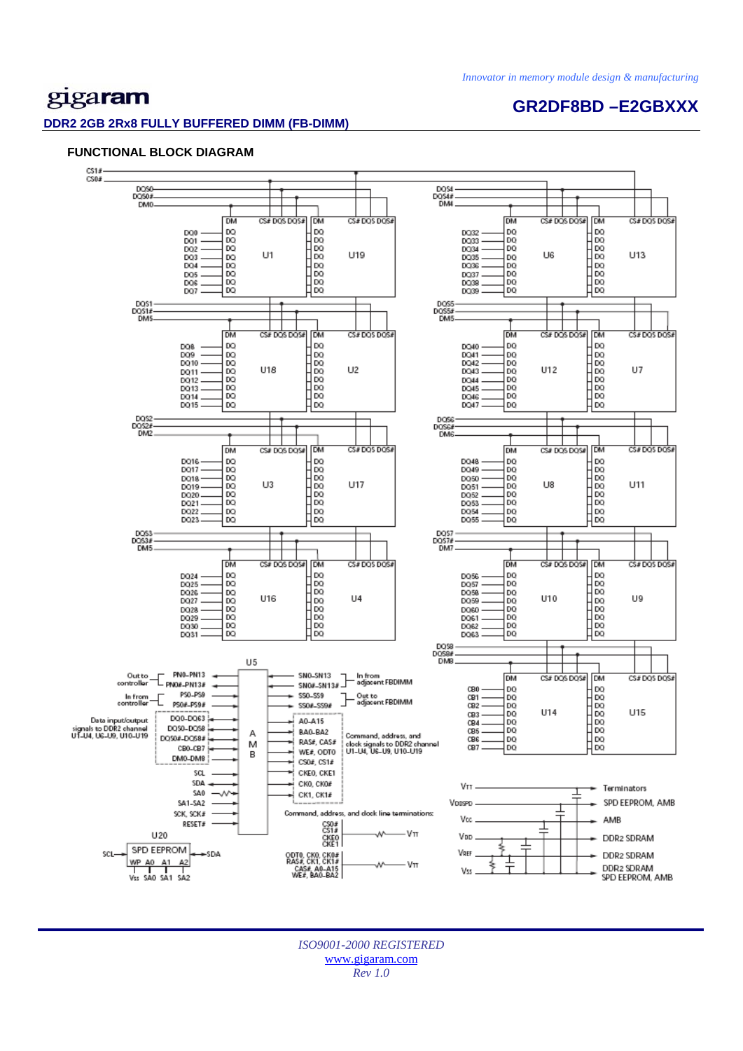# DDR2 2GB 2Rx8 FULLY BUFFERED DIMM (FB-DIMM)

## FUNCTIONAL BLOCK DIAGRAM

CS1#
CS0#

DQS0, DQS0#, DM0 — U1, U19 — DQ0–DQ7
DQS1, DQS1#, DM5 — U18, U2 — DQ8–DQ15
DQS2, DQS2#, DM2 — U3, U17 — DQ16–DQ23
DQS3, DQS3#, DM5 — U16, U4 — DQ24–DQ31
DQS4, DQS4#, DM4 — U6, U13 — DQ32–DQ39
DQS5, DQS5#, DM5 — U12, U7 — DQ40–DQ47
DQS6, DQS6#, DM6 — U8, U11 — DQ48–DQ55
DQS7, DQS7#, DM7 — U10, U9 — DQ56–DQ63
DQS8, DQS8#, DM8 — U14, U15 — CB0–CB7

DM, CS# DQS DQS#, DQ

U5 (AMB)

Out to controller: PN0–PN13, PN0#–PN13#
In from controller: PS0–PS9, PS0#–PS9#
Data input/output signals to DDR2 channel U1–U4, U6–U9, U10–U19: DQ0–DQ63, DQS0–DQS8, DQS0#–DQS8#, CB0–CB7, DM0–DM8
SCL, SDA, SA0, SA1–SA2, SCK, SCK#, RESET#

SN0–SN13, SN0#–SN13#: In from adjacent FBDIMM
SS0–SS9, SS0#–SS9#: Out to adjacent FBDIMM

Command, address, and clock signals to DDR2 channel U1–U4, U6–U9, U10–U19: A0–A15, BA0–BA2, RAS#, CAS#, WE#, ODT0, CS0#, CS1#, CKE0, CKE1, CK0, CK0#, CK1, CK1#

Command, address, and clock line terminations:
CS0#, CS1#, CKE0, CKE1 — VTT
ODT0, CK0, CK0#, RAS#, CK1, CK1#, CAS#, A0–A15, WE#, BA0–BA2 — VTT

U20: SPD EEPROM — SCL, SDA, WP, A0, A1, A2 — Vss, SA0, SA1, SA2

VTT — Terminators
VDDSPD — SPD EEPROM, AMB
VCC — AMB
VDD — DDR2 SDRAM
VREF — DDR2 SDRAM
VSS — DDR2 SDRAM, SPD EEPROM, AMB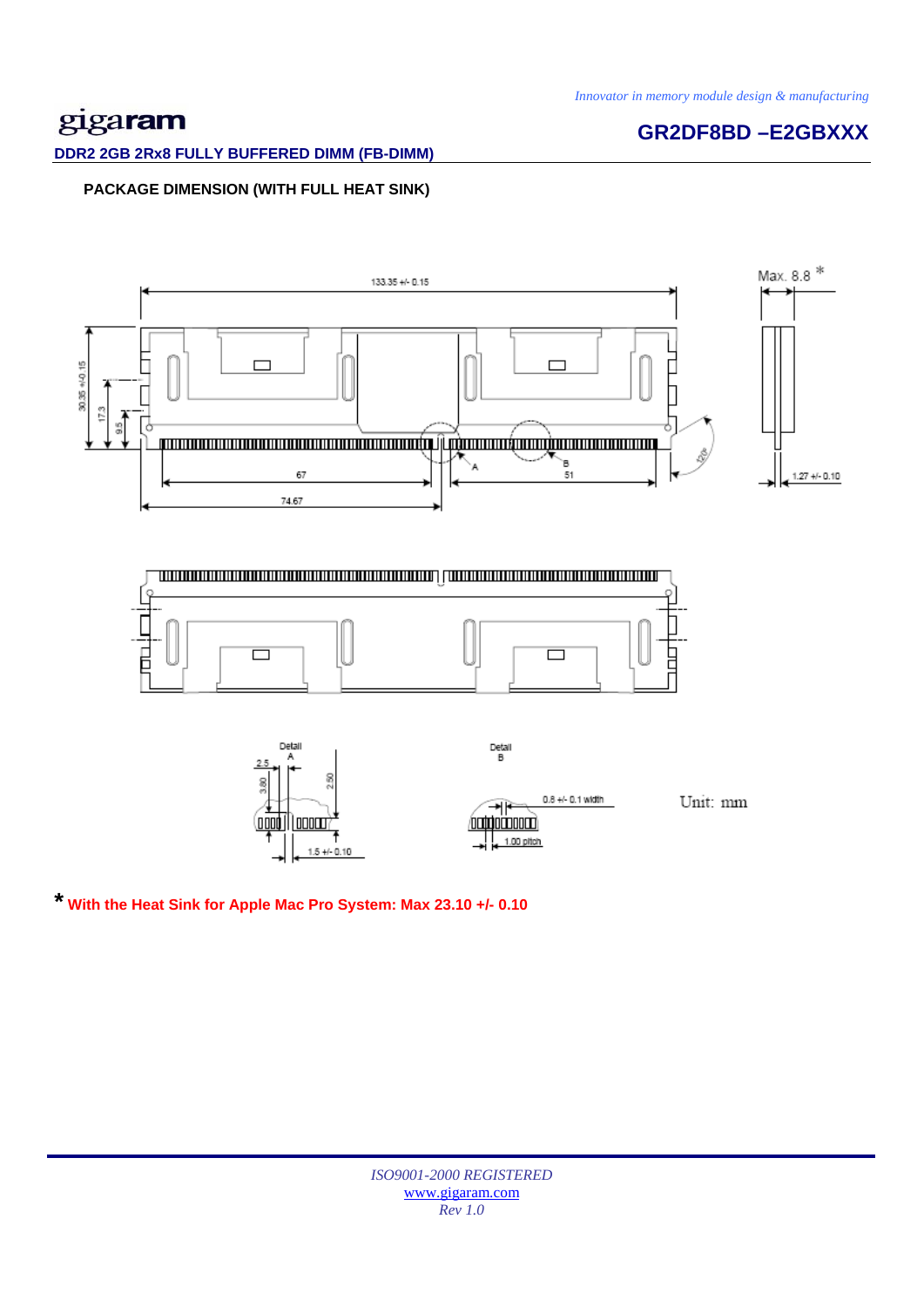## PACKAGE DIMENSION (WITH FULL HEAT SINK)

133.35 +/- 0.15

Max. 8.8 *

30.35 +/-0.15

17.3

9.5

A

B

67

51

74.67

120°

1.27 +/- 0.10

Detail A

2.5

3.80

2.50

1.5 +/- 0.10

Detail B

0.8 +/- 0.1 width

1.00 pitch

Unit: mm

* **With the Heat Sink for Apple Mac Pro System: Max 23.10 +/- 0.10**